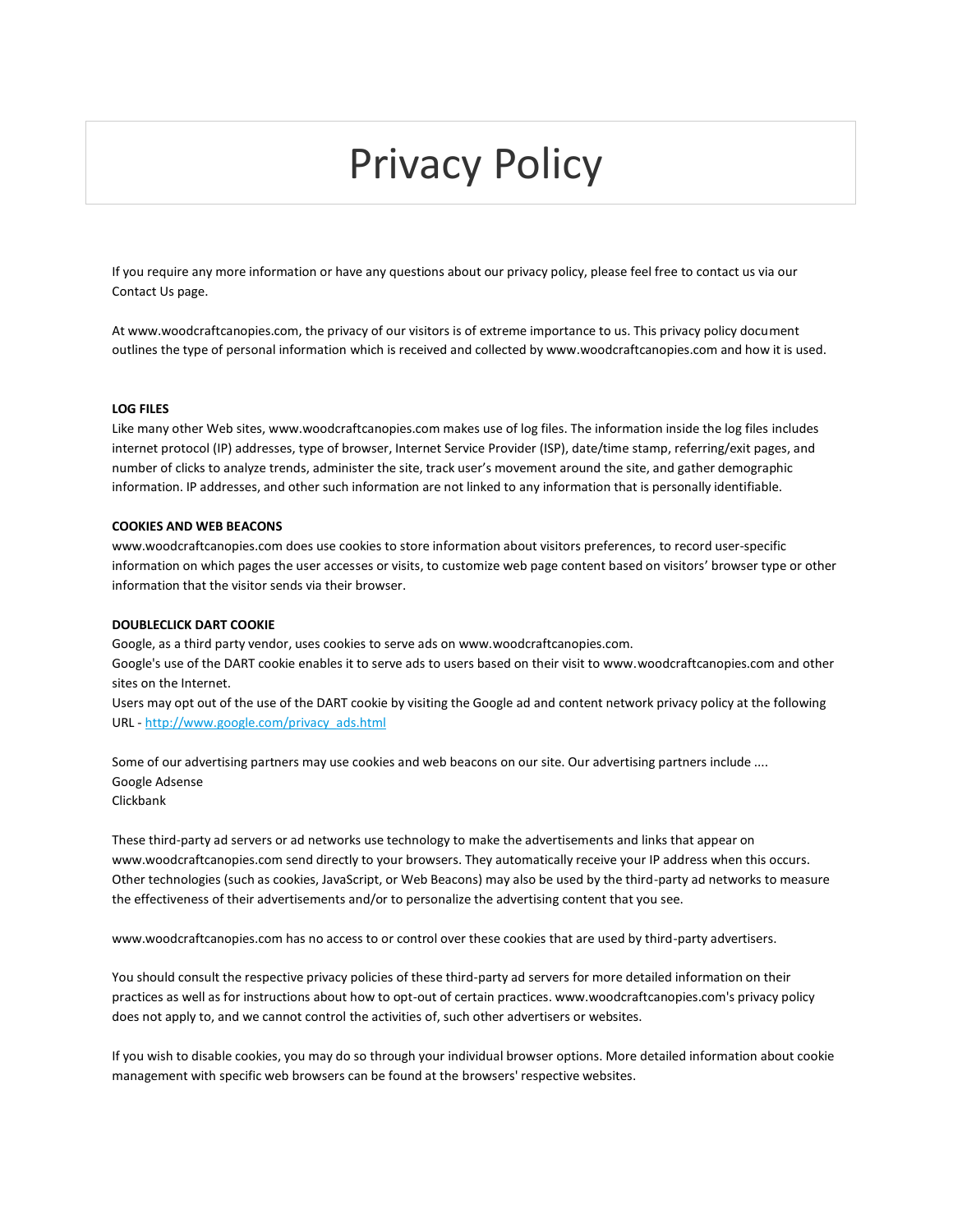# Privacy Policy

If you require any more information or have any questions about our privacy policy, please feel free to contact us via our Contact Us page.

At www.woodcraftcanopies.com, the privacy of our visitors is of extreme importance to us. This privacy policy document outlines the type of personal information which is received and collected by www.woodcraftcanopies.com and how it is used.

**LOG FILES**

Like many other Web sites, www.woodcraftcanopies.com makes use of log files. The information inside the log files includes internet protocol (IP) addresses, type of browser, Internet Service Provider (ISP), date/time stamp, referring/exit pages, and number of clicks to analyze trends, administer the site, track user's movement around the site, and gather demographic information. IP addresses, and other such information are not linked to any information that is personally identifiable.

**COOKIES AND WEB BEACONS**

www.woodcraftcanopies.com does use cookies to store information about visitors preferences, to record user-specific information on which pages the user accesses or visits, to customize web page content based on visitors' browser type or other information that the visitor sends via their browser.

**DOUBLECLICK DART COOKIE**

Google, as a third party vendor, uses cookies to serve ads on www.woodcraftcanopies.com.
Google's use of the DART cookie enables it to serve ads to users based on their visit to www.woodcraftcanopies.com and other sites on the Internet.
Users may opt out of the use of the DART cookie by visiting the Google ad and content network privacy policy at the following URL - [http://www.google.com/privacy_ads.html](http://www.google.com/privacy_ads.html)

Some of our advertising partners may use cookies and web beacons on our site. Our advertising partners include ....
Google Adsense
Clickbank

These third-party ad servers or ad networks use technology to make the advertisements and links that appear on www.woodcraftcanopies.com send directly to your browsers. They automatically receive your IP address when this occurs. Other technologies (such as cookies, JavaScript, or Web Beacons) may also be used by the third-party ad networks to measure the effectiveness of their advertisements and/or to personalize the advertising content that you see.

www.woodcraftcanopies.com has no access to or control over these cookies that are used by third-party advertisers.

You should consult the respective privacy policies of these third-party ad servers for more detailed information on their practices as well as for instructions about how to opt-out of certain practices. www.woodcraftcanopies.com's privacy policy does not apply to, and we cannot control the activities of, such other advertisers or websites.

If you wish to disable cookies, you may do so through your individual browser options. More detailed information about cookie management with specific web browsers can be found at the browsers' respective websites.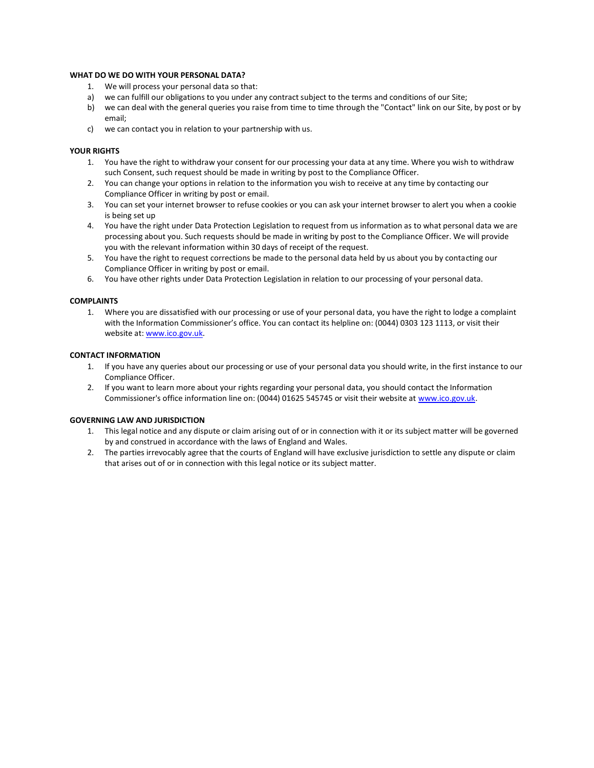**WHAT DO WE DO WITH YOUR PERSONAL DATA?**

1. We will process your personal data so that:

a) we can fulfill our obligations to you under any contract subject to the terms and conditions of our Site;

b) we can deal with the general queries you raise from time to time through the "Contact" link on our Site, by post or by email;

c) we can contact you in relation to your partnership with us.

**YOUR RIGHTS**

1. You have the right to withdraw your consent for our processing your data at any time. Where you wish to withdraw such Consent, such request should be made in writing by post to the Compliance Officer.
2. You can change your options in relation to the information you wish to receive at any time by contacting our Compliance Officer in writing by post or email.
3. You can set your internet browser to refuse cookies or you can ask your internet browser to alert you when a cookie is being set up
4. You have the right under Data Protection Legislation to request from us information as to what personal data we are processing about you. Such requests should be made in writing by post to the Compliance Officer. We will provide you with the relevant information within 30 days of receipt of the request.
5. You have the right to request corrections be made to the personal data held by us about you by contacting our Compliance Officer in writing by post or email.
6. You have other rights under Data Protection Legislation in relation to our processing of your personal data.

**COMPLAINTS**

1. Where you are dissatisfied with our processing or use of your personal data, you have the right to lodge a complaint with the Information Commissioner's office. You can contact its helpline on: (0044) 0303 123 1113, or visit their website at: www.ico.gov.uk.

**CONTACT INFORMATION**

1. If you have any queries about our processing or use of your personal data you should write, in the first instance to our Compliance Officer.
2. If you want to learn more about your rights regarding your personal data, you should contact the Information Commissioner's office information line on: (0044) 01625 545745 or visit their website at www.ico.gov.uk.

**GOVERNING LAW AND JURISDICTION**

1. This legal notice and any dispute or claim arising out of or in connection with it or its subject matter will be governed by and construed in accordance with the laws of England and Wales.
2. The parties irrevocably agree that the courts of England will have exclusive jurisdiction to settle any dispute or claim that arises out of or in connection with this legal notice or its subject matter.